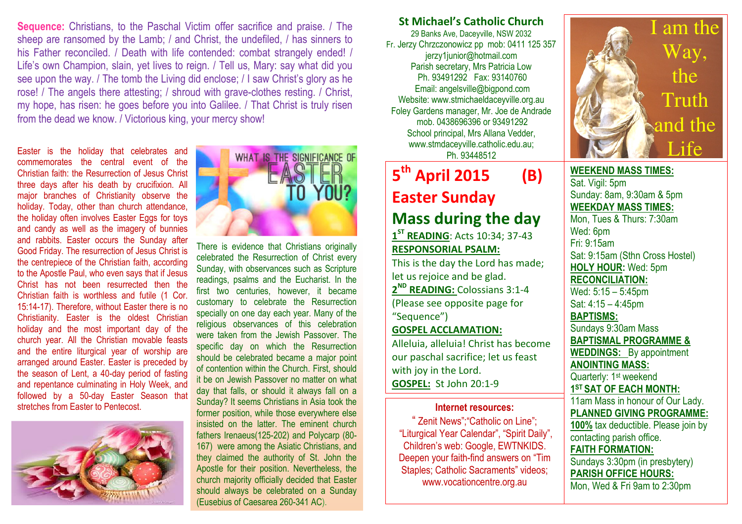**Sequence:** Christians, to the Paschal Victim offer sacrifice and praise. / The sheep are ransomed by the Lamb; / and Christ, the undefiled, / has sinners to his Father reconciled. / Death with life contended: combat strangely ended! / Life's own Champion, slain, yet lives to reign. / Tell us, Mary: say what did you see upon the way. / The tomb the Living did enclose; / I saw Christ's glory as he rose! / The angels there attesting; / shroud with grave-clothes resting. / Christ, my hope, has risen: he goes before you into Galilee. / That Christ is truly risen from the dead we know. / Victorious king, your mercy show!

Easter is the holiday that celebrates and commemorates the central event of the Christian faith: the Resurrection of Jesus Christ three days after his death by crucifixion. All major branches of Christianity observe the holiday. Today, other than church attendance, the holiday often involves Easter Eggs for toys and candy as well as the imagery of bunnies and rabbits. Easter occurs the Sunday after Good Friday. The resurrection of Jesus Christ is the centrepiece of the Christian faith, according to the Apostle Paul, who even says that if Jesus Christ has not been resurrected then the Christian faith is worthless and futile (1 Cor. 15:14-17). Therefore, without Easter there is no Christianity. Easter is the oldest Christian holiday and the most important day of the church year. All the Christian movable feasts and the entire liturgical year of worship are arranged around Easter. Easter is preceded by the season of Lent, a 40-day period of fasting and repentance culminating in Holy Week, and followed by a 50-day Easter Season that stretches from Easter to Pentecost.

WHAT IS THE SIGNIFICANCE OF EASTER TO YOU?

There is evidence that Christians originally celebrated the Resurrection of Christ every Sunday, with observances such as Scripture readings, psalms and the Eucharist. In the first two centuries, however, it became customary to celebrate the Resurrection specially on one day each year. Many of the religious observances of this celebration were taken from the Jewish Passover. The specific day on which the Resurrection should be celebrated became a major point of contention within the Church. First, should it be on Jewish Passover no matter on what day that falls, or should it always fall on a Sunday? It seems Christians in Asia took the former position, while those everywhere else insisted on the latter. The eminent church fathers Irenaeus(125-202) and Polycarp (80-167) were among the Asiatic Christians, and they claimed the authority of St. John the Apostle for their position. Nevertheless, the church majority officially decided that Easter should always be celebrated on a Sunday (Eusebius of Caesarea 260-341 AC).

## St Michael's Catholic Church

29 Banks Ave, Daceyville, NSW 2032
Fr. Jerzy Chrzczonowicz pp mob: 0411 125 357
jerzy1junior@hotmail.com
Parish secretary, Mrs Patricia Low
Ph. 93491292 Fax: 93140760
Email: angelsville@bigpond.com
Website: www.stmichaeldaceyville.org.au
Foley Gardens manager, Mr. Joe de Andrade
mob. 0438696396 or 93491292
School principal, Mrs Allana Vedder,
www.stmdaceyville.catholic.edu.au;
Ph. 93448512

# 5th April 2015 (B)

## Easter Sunday

## Mass during the day

**1ST READING**: Acts 10:34; 37-43

**RESPONSORIAL PSALM:**
This is the day the Lord has made; let us rejoice and be glad.

**2ND READING:** Colossians 3:1-4
(Please see opposite page for "Sequence")

**GOSPEL ACCLAMATION:**
Alleluia, alleluia! Christ has become our paschal sacrifice; let us feast with joy in the Lord.

**GOSPEL:** St John 20:1-9

**Internet resources:**

"Zenit News";"Catholic on Line"; "Liturgical Year Calendar", "Spirit Daily", Children's web: Google, EWTNKIDS. Deepen your faith-find answers on "Tim Staples; Catholic Sacraments" videos; www.vocationcentre.org.au

I am the Way, the Truth and the Life

**WEEKEND MASS TIMES:**
Sat. Vigil: 5pm
Sunday: 8am, 9:30am & 5pm

**WEEKDAY MASS TIMES:**
Mon, Tues & Thurs: 7:30am
Wed: 6pm
Fri: 9:15am
Sat: 9:15am (Sthn Cross Hostel)

**HOLY HOUR:** Wed: 5pm

**RECONCILIATION:**
Wed: 5:15 – 5:45pm
Sat: 4:15 – 4:45pm

**BAPTISMS:**
Sundays 9:30am Mass

**BAPTISMAL PROGRAMME & WEDDINGS:** By appointment

**ANOINTING MASS:**
Quarterly: 1st weekend

**1ST SAT OF EACH MONTH:**
11am Mass in honour of Our Lady.

**PLANNED GIVING PROGRAMME:**
**100%** tax deductible. Please join by contacting parish office.

**FAITH FORMATION:**
Sundays 3:30pm (in presbytery)

**PARISH OFFICE HOURS:**
Mon, Wed & Fri 9am to 2:30pm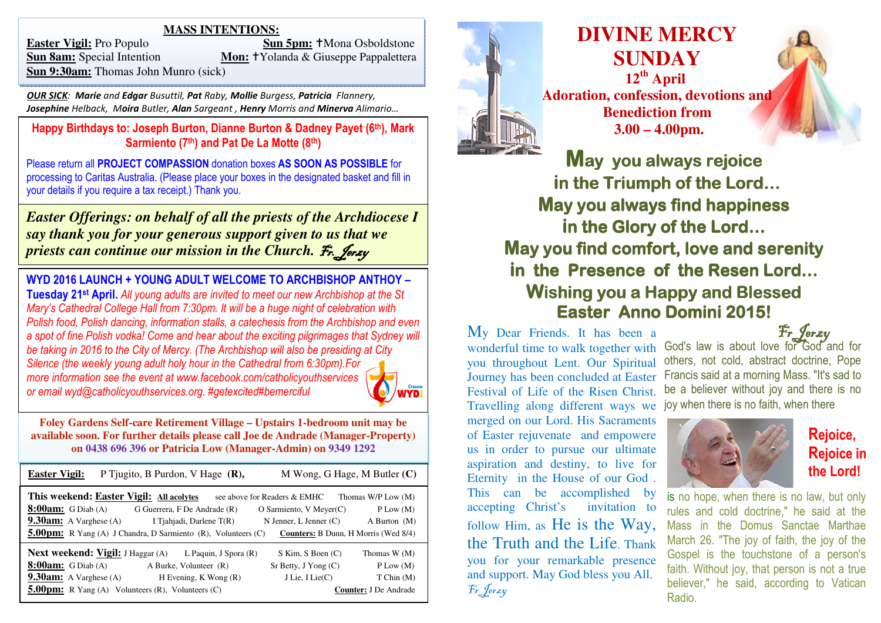## MASS INTENTIONS:

**Easter Vigil:** Pro Populo
**Sun 8am:** Special Intention
**Sun 9:30am:** Thomas John Munro (sick)
**Sun 5pm:** †Mona Osboldstone
**Mon:** †Yolanda & Giuseppe Pappalettera

***OUR SICK**: **Marie** and **Edgar** Busuttil, **Pat** Raby, **Mollie** Burgess, **Patricia** Flannery, **Josephine** Helback, **Moira** Butler, **Alan** Sargeant , **Henry** Morris and **Minerva** Alimario…*

**Happy Birthdays to: Joseph Burton, Dianne Burton & Dadney Payet (6th), Mark Sarmiento (7th) and Pat De La Motte (8th)**

Please return all **PROJECT COMPASSION** donation boxes **AS SOON AS POSSIBLE** for processing to Caritas Australia. (Please place your boxes in the designated basket and fill in your details if you require a tax receipt.) Thank you.

***Easter Offerings: on behalf of all the priests of the Archdiocese I say thank you for your generous support given to us that we priests can continue our mission in the Church.*** *Fr. Jerzy*

**WYD 2016 LAUNCH + YOUNG ADULT WELCOME TO ARCHBISHOP ANTHOY – Tuesday 21st April.** *All young adults are invited to meet our new Archbishop at the St Mary's Cathedral College Hall from 7:30pm. It will be a huge night of celebration with Polish food, Polish dancing, information stalls, a catechesis from the Archbishop and even a spot of fine Polish vodka! Come and hear about the exciting pilgrimages that Sydney will be taking in 2016 to the City of Mercy. (The Archbishop will also be presiding at City Silence (the weekly young adult holy hour in the Cathedral from 6:30pm).For more information see the event at www.facebook.com/catholicyouthservices or email wyd@catholicyouthservices.org. #getexcited#bemerciful*

**Foley Gardens Self-care Retirement Village – Upstairs 1-bedroom unit may be available soon. For further details please call Joe de Andrade (Manager-Property) on 0438 696 396 or Patricia Low (Manager-Admin) on 9349 1292**

| | | | |
|---|---|---|---|
| **Easter Vigil:** | P Tjugito, B Purdon, V Hage **(R),** | M Wong, G Hage, M Butler **(C)** | |
| **This weekend: Easter Vigil: All acolytes** | see above for Readers & EMHC | | Thomas W/P Low (M) |
| **8:00am:** G Diab (A) | G Guerrera, F De Andrade (R) | O Sarmiento, V Meyer(C) | P Low (M) |
| **9.30am:** A Varghese (A) | I Tjahjadi, Darlene T(R) | N Jenner, L Jenner (C) | A Burton (M) |
| **5.00pm:** R Yang (A) J Chandra, D Sarmiento (R), Volunteers (C) | | **Counters:** B Dunn, H Morris (Wed 8/4) | |
| **Next weekend: Vigil:** J Haggar (A) | L Paquin, J Spora (R) | S Kim, S Boen (C) | Thomas W (M) |
| **8:00am:** G Diab (A) | A Burke, Volunteer (R) | Sr Betty, J Yong (C) | P Low (M) |
| **9.30am:** A Varghese (A) | H Evening, K Wong (R) | J Lie, I Lie(C) | T Chin (M) |
| **5.00pm:** R Yang (A) Volunteers (R), Volunteers (C) | | | **Counter:** J De Andrade |

# DIVINE MERCY SUNDAY

**12th April**
**Adoration, confession, devotions and Benediction from 3.00 – 4.00pm.**

**May you always rejoice in the Triumph of the Lord… May you always find happiness in the Glory of the Lord… May you find comfort, love and serenity in the Presence of the Resen Lord… Wishing you a Happy and Blessed Easter Anno Domini 2015!**

*Fr Jerzy*

My Dear Friends. It has been a wonderful time to walk together with you throughout Lent. Our Spiritual Journey has been concluded at Easter Festival of Life of the Risen Christ. Travelling along different ways we merged on our Lord. His Sacraments of Easter rejuvenate and empowere us in order to pursue our ultimate aspiration and destiny, to live for Eternity in the House of our God . This can be accomplished by accepting Christ's invitation to follow Him, as He is the Way, the Truth and the Life. Thank you for your remarkable presence and support. May God bless you All. *Fr Jerzy*

God's law is about love for God and for others, not cold, abstract doctrine, Pope Francis said at a morning Mass. "It's sad to be a believer without joy and there is no joy when there is no faith, when there is no hope, when there is no law, but only rules and cold doctrine," he said at the Mass in the Domus Sanctae Marthae March 26. "The joy of faith, the joy of the Gospel is the touchstone of a person's faith. Without joy, that person is not a true believer," he said, according to Vatican Radio.

**Rejoice, Rejoice in the Lord!**